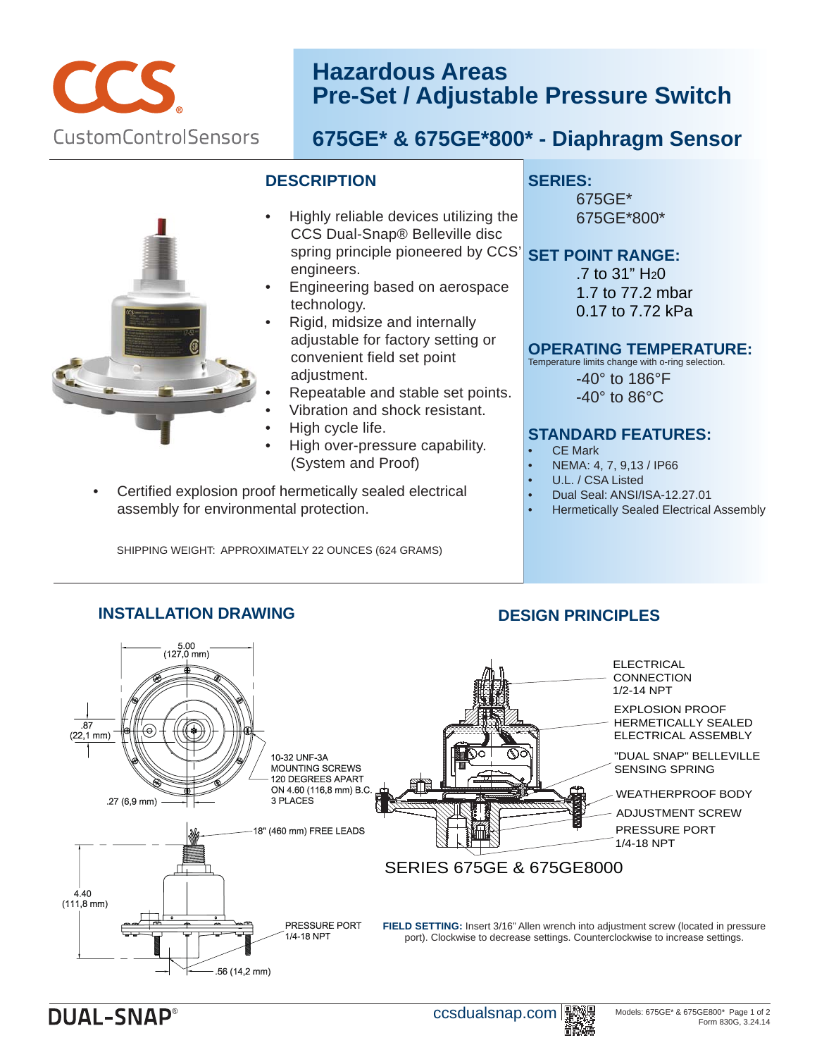CCS
CustomControlSensors

# Hazardous Areas Pre-Set / Adjustable Pressure Switch

## 675GE* & 675GE*800* - Diaphragm Sensor

## DESCRIPTION

- Highly reliable devices utilizing the CCS Dual-Snap® Belleville disc spring principle pioneered by CCS' engineers.
- Engineering based on aerospace technology.
- Rigid, midsize and internally adjustable for factory setting or convenient field set point adjustment.
- Repeatable and stable set points.
- Vibration and shock resistant.
- High cycle life.
- High over-pressure capability. (System and Proof)
- Certified explosion proof hermetically sealed electrical assembly for environmental protection.

SHIPPING WEIGHT: APPROXIMATELY 22 OUNCES (624 GRAMS)

## SERIES:

675GE*
675GE*800*

## SET POINT RANGE:

.7 to 31" $H_2O$
1.7 to 77.2 mbar
0.17 to 7.72 kPa

## OPERATING TEMPERATURE:

Temperature limits change with o-ring selection.

-40° to 186°F
-40° to 86°C

## STANDARD FEATURES:

- CE Mark
- NEMA: 4, 7, 9,13 / IP66
- U.L. / CSA Listed
- Dual Seal: ANSI/ISA-12.27.01
- Hermetically Sealed Electrical Assembly

## INSTALLATION DRAWING

5.00 (127,0 mm)
.87 (22,1 mm)
.27 (6,9 mm)
10-32 UNF-3A MOUNTING SCREWS 120 DEGREES APART ON 4.60 (116,8 mm) B.C. 3 PLACES
18" (460 mm) FREE LEADS
4.40 (111,8 mm)
PRESSURE PORT 1/4-18 NPT
.56 (14,2 mm)

## DESIGN PRINCIPLES

ELECTRICAL CONNECTION 1/2-14 NPT
EXPLOSION PROOF HERMETICALLY SEALED ELECTRICAL ASSEMBLY
"DUAL SNAP" BELLEVILLE SENSING SPRING
WEATHERPROOF BODY
ADJUSTMENT SCREW
PRESSURE PORT 1/4-18 NPT

SERIES 675GE & 675GE8000

**FIELD SETTING:** Insert 3/16" Allen wrench into adjustment screw (located in pressure port). Clockwise to decrease settings. Counterclockwise to increase settings.

DUAL-SNAP®

ccsdualsnap.com

Models: 675GE* & 675GE800* Form 830G, 3.24.14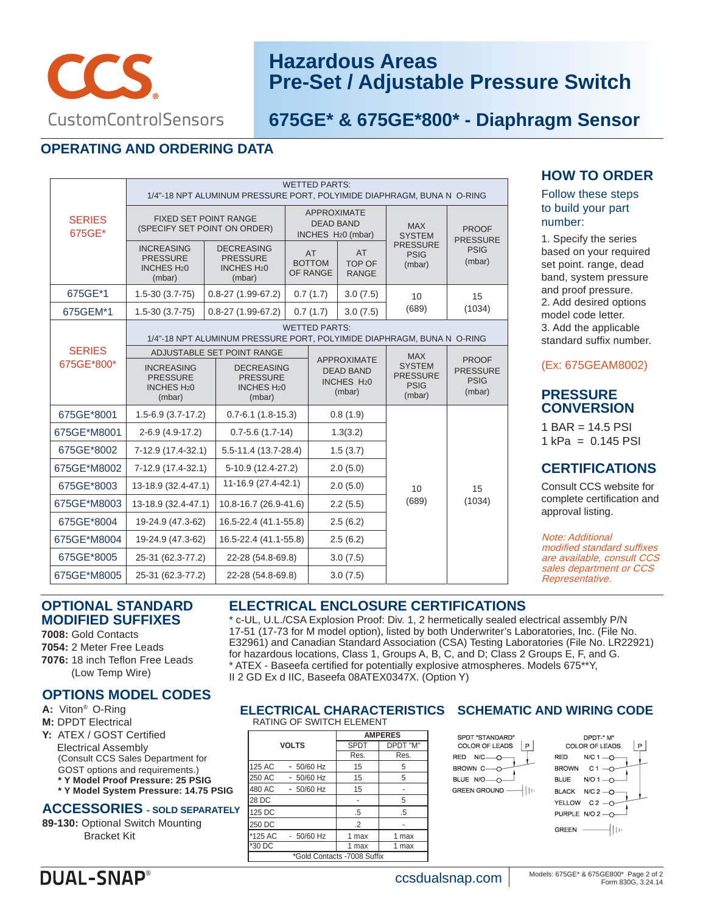# Hazardous Areas Pre-Set / Adjustable Pressure Switch

## 675GE* & 675GE*800* - Diaphragm Sensor

## OPERATING AND ORDERING DATA

| SERIES 675GE* | WETTED PARTS: 1/4"-18 NPT ALUMINUM PRESSURE PORT, POLYIMIDE DIAPHRAGM, BUNA N O-RING | | | | | |
|---|---|---|---|---|---|---|
| | FIXED SET POINT RANGE (SPECIFY SET POINT ON ORDER) | | APPROXIMATE DEAD BAND INCHES $H_2O$ (mbar) | | MAX SYSTEM PRESSURE PSIG (mbar) | PROOF PRESSURE PSIG (mbar) |
| | INCREASING PRESSURE INCHES $H_2O$ (mbar) | DECREASING PRESSURE INCHES $H_2O$ (mbar) | AT BOTTOM OF RANGE | AT TOP OF RANGE | | |
| 675GE*1 | 1.5-30 (3.7-75) | 0.8-27 (1.99-67.2) | 0.7 (1.7) | 3.0 (7.5) | 10 (689) | 15 (1034) |
| 675GEM*1 | 1.5-30 (3.7-75) | 0.8-27 (1.99-67.2) | 0.7 (1.7) | 3.0 (7.5) | | |

| SERIES 675GE*800* | WETTED PARTS: 1/4"-18 NPT ALUMINUM PRESSURE PORT, POLYIMIDE DIAPHRAGM, BUNA N O-RING | | | | |
|---|---|---|---|---|---|
| | ADJUSTABLE SET POINT RANGE | | APPROXIMATE DEAD BAND INCHES $H_2O$ (mbar) | MAX SYSTEM PRESSURE PSIG (mbar) | PROOF PRESSURE PSIG (mbar) |
| | INCREASING PRESSURE INCHES $H_2O$ (mbar) | DECREASING PRESSURE INCHES $H_2O$ (mbar) | | | |
| 675GE*8001 | 1.5-6.9 (3.7-17.2) | 0.7-6.1 (1.8-15.3) | 0.8 (1.9) | 10 (689) | 15 (1034) |
| 675GE*M8001 | 2-6.9 (4.9-17.2) | 0.7-5.6 (1.7-14) | 1.3(3.2) | | |
| 675GE*8002 | 7-12.9 (17.4-32.1) | 5.5-11.4 (13.7-28.4) | 1.5 (3.7) | | |
| 675GE*M8002 | 7-12.9 (17.4-32.1) | 5-10.9 (12.4-27.2) | 2.0 (5.0) | | |
| 675GE*8003 | 13-18.9 (32.4-47.1) | 11-16.9 (27.4-42.1) | 2.0 (5.0) | | |
| 675GE*M8003 | 13-18.9 (32.4-47.1) | 10.8-16.7 (26.9-41.6) | 2.2 (5.5) | | |
| 675GE*8004 | 19-24.9 (47.3-62) | 16.5-22.4 (41.1-55.8) | 2.5 (6.2) | | |
| 675GE*M8004 | 19-24.9 (47.3-62) | 16.5-22.4 (41.1-55.8) | 2.5 (6.2) | | |
| 675GE*8005 | 25-31 (62.3-77.2) | 22-28 (54.8-69.8) | 3.0 (7.5) | | |
| 675GE*M8005 | 25-31 (62.3-77.2) | 22-28 (54.8-69.8) | 3.0 (7.5) | | |

## HOW TO ORDER

Follow these steps to build your part number:

1. Specify the series based on your required set point. range, dead band, system pressure and proof pressure.
2. Add desired options model code letter.
3. Add the applicable standard suffix number.

(Ex: 675GEAM8002)

## PRESSURE CONVERSION

1 BAR = 14.5 PSI
1 kPa = 0.145 PSI

## CERTIFICATIONS

Consult CCS website for complete certification and approval listing.

*Note: Additional modified standard suffixes are available, consult CCS sales department or CCS Representative.*

## OPTIONAL STANDARD MODIFIED SUFFIXES

**7008:** Gold Contacts
**7054:** 2 Meter Free Leads
**7076:** 18 inch Teflon Free Leads (Low Temp Wire)

## OPTIONS MODEL CODES

**A:** Viton® O-Ring
**M:** DPDT Electrical
**Y:** ATEX / GOST Certified Electrical Assembly
(Consult CCS Sales Department for GOST options and requirements.)
**\* Y Model Proof Pressure: 25 PSIG**
**\* Y Model System Pressure: 14.75 PSIG**

## ACCESSORIES - SOLD SEPARATELY

**89-130:** Optional Switch Mounting Bracket Kit

## ELECTRICAL ENCLOSURE CERTIFICATIONS

\* c-UL, U.L./CSA Explosion Proof: Div. 1, 2 hermetically sealed electrical assembly P/N 17-51 (17-73 for M model option), listed by both Underwriter's Laboratories, Inc. (File No. E32961) and Canadian Standard Association (CSA) Testing Laboratories (File No. LR22921) for hazardous locations, Class 1, Groups A, B, C, and D; Class 2 Groups E, F, and G.
\* ATEX - Baseefa certified for potentially explosive atmospheres. Models 675**Y, II 2 GD Ex d IIC, Baseefa 08ATEX0347X. (Option Y)

## ELECTRICAL CHARACTERISTICS

RATING OF SWITCH ELEMENT

| VOLTS | | AMPERES | |
|---|---|---|---|
| | | SPDT | DPDT "M" |
| | | Res. | Res. |
| 125 AC | - 50/60 Hz | 15 | 5 |
| 250 AC | - 50/60 Hz | 15 | 5 |
| 480 AC | - 50/60 Hz | 15 | - |
| 28 DC | | - | 5 |
| 125 DC | | .5 | .5 |
| 250 DC | | .2 | - |
| *125 AC | - 50/60 Hz | 1 max | 1 max |
| *30 DC | | 1 max | 1 max |

*Gold Contacts -7008 Suffix

## SCHEMATIC AND WIRING CODE

SPDT "STANDARD" COLOR OF LEADS
P
RED N/C
BROWN C
BLUE N/O
GREEN GROUND

DPDT-" M" COLOR OF LEADS
P
RED N/C 1
BROWN C 1
BLUE N/O 1
BLACK N/C 2
YELLOW C 2
PURPLE N/O 2
GREEN

DUAL-SNAP®

ccsdualsnap.com

Models: 675GE* & 675GE800* Form 830G, 3.24.14